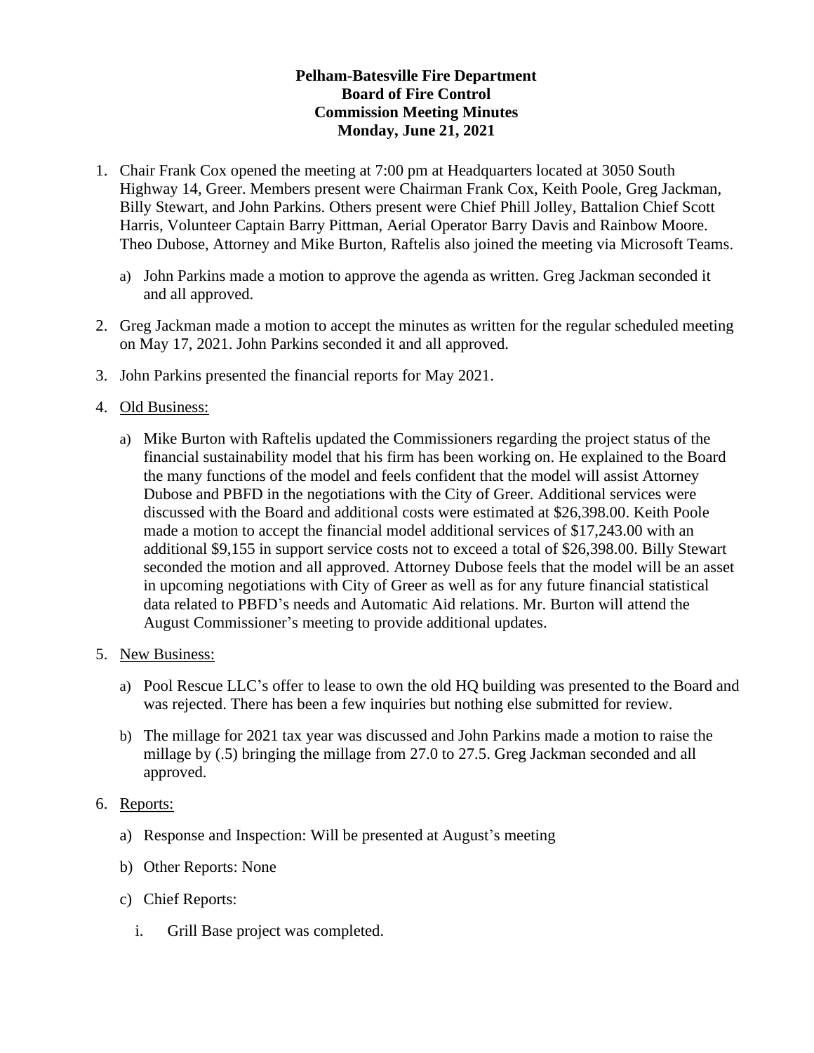**Pelham-Batesville Fire Department**
**Board of Fire Control**
**Commission Meeting Minutes**
**Monday, June 21, 2021**

1. Chair Frank Cox opened the meeting at 7:00 pm at Headquarters located at 3050 South Highway 14, Greer. Members present were Chairman Frank Cox, Keith Poole, Greg Jackman, Billy Stewart, and John Parkins. Others present were Chief Phill Jolley, Battalion Chief Scott Harris, Volunteer Captain Barry Pittman, Aerial Operator Barry Davis and Rainbow Moore. Theo Dubose, Attorney and Mike Burton, Raftelis also joined the meeting via Microsoft Teams.

   a) John Parkins made a motion to approve the agenda as written. Greg Jackman seconded it and all approved.

2. Greg Jackman made a motion to accept the minutes as written for the regular scheduled meeting on May 17, 2021. John Parkins seconded it and all approved.

3. John Parkins presented the financial reports for May 2021.

4. <u>Old Business:</u>

   a) Mike Burton with Raftelis updated the Commissioners regarding the project status of the financial sustainability model that his firm has been working on. He explained to the Board the many functions of the model and feels confident that the model will assist Attorney Dubose and PBFD in the negotiations with the City of Greer. Additional services were discussed with the Board and additional costs were estimated at $26,398.00. Keith Poole made a motion to accept the financial model additional services of $17,243.00 with an additional $9,155 in support service costs not to exceed a total of $26,398.00. Billy Stewart seconded the motion and all approved. Attorney Dubose feels that the model will be an asset in upcoming negotiations with City of Greer as well as for any future financial statistical data related to PBFD's needs and Automatic Aid relations. Mr. Burton will attend the August Commissioner's meeting to provide additional updates.

5. <u>New Business:</u>

   a) Pool Rescue LLC's offer to lease to own the old HQ building was presented to the Board and was rejected. There has been a few inquiries but nothing else submitted for review.

   b) The millage for 2021 tax year was discussed and John Parkins made a motion to raise the millage by (.5) bringing the millage from 27.0 to 27.5. Greg Jackman seconded and all approved.

6. <u>Reports:</u>

   a) Response and Inspection: Will be presented at August's meeting

   b) Other Reports: None

   c) Chief Reports:

      i. Grill Base project was completed.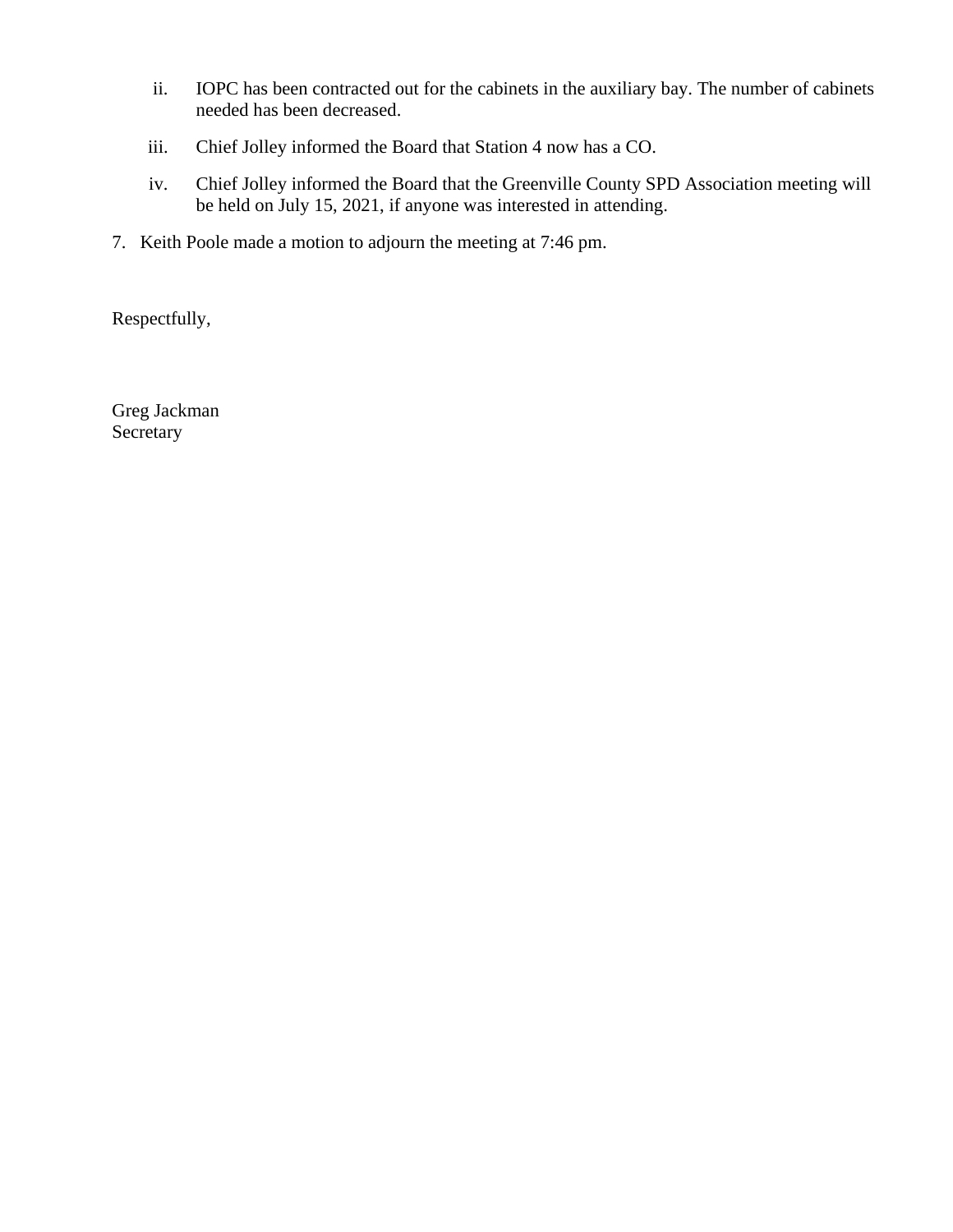ii. IOPC has been contracted out for the cabinets in the auxiliary bay. The number of cabinets needed has been decreased.

iii. Chief Jolley informed the Board that Station 4 now has a CO.

iv. Chief Jolley informed the Board that the Greenville County SPD Association meeting will be held on July 15, 2021, if anyone was interested in attending.

7. Keith Poole made a motion to adjourn the meeting at 7:46 pm.

Respectfully,

Greg Jackman
Secretary